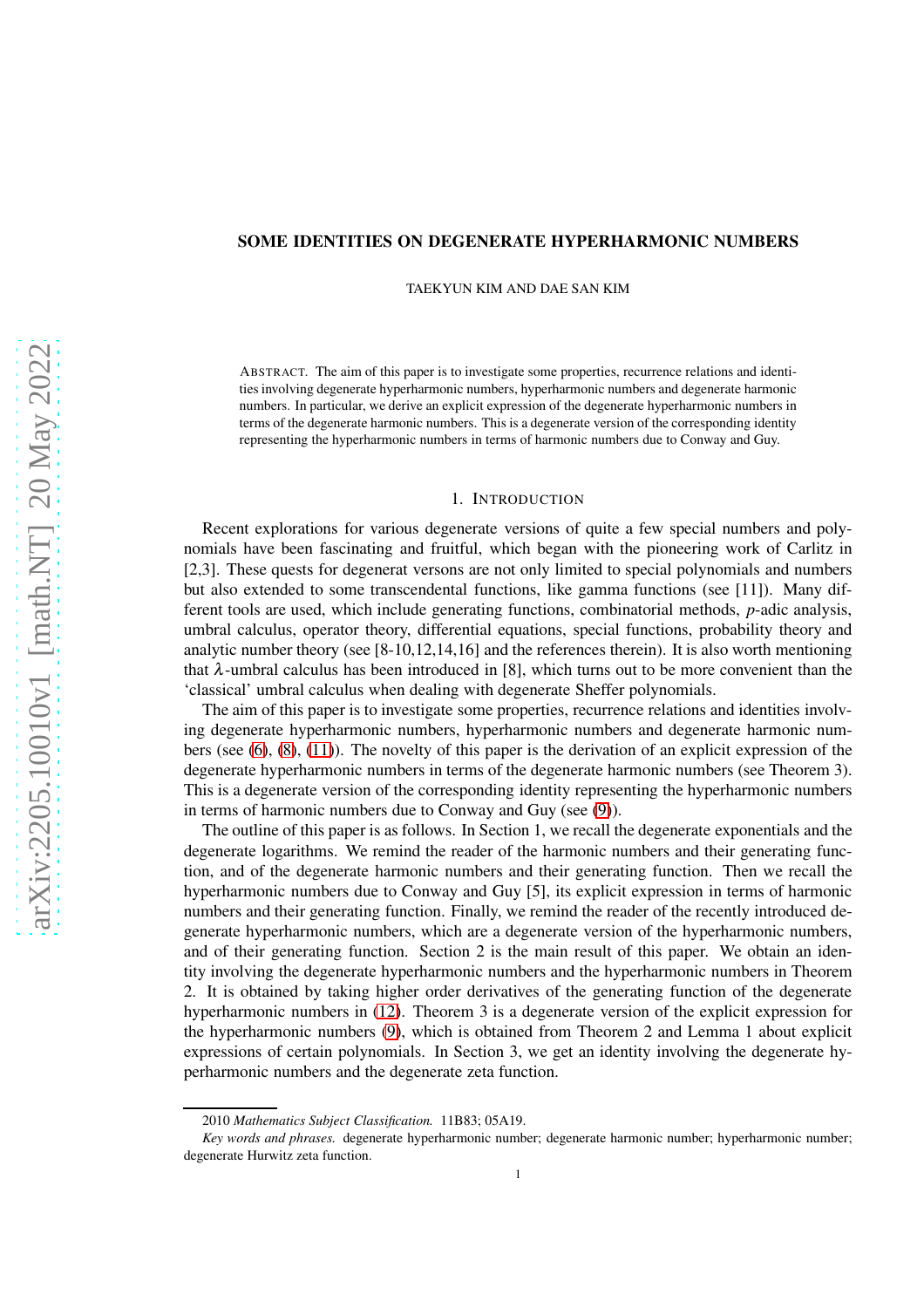# SOME IDENTITIES ON DEGENERATE HYPERHARMONIC NUMBERS

TAEKYUN KIM AND DAE SAN KIM

ABSTRACT. The aim of this paper is to investigate some properties, recurrence relations and identities involving degenerate hyperharmonic numbers, hyperharmonic numbers and degenerate harmonic numbers. In particular, we derive an explicit expression of the degenerate hyperharmonic numbers in terms of the degenerate harmonic numbers. This is a degenerate version of the corresponding identity representing the hyperharmonic numbers in terms of harmonic numbers due to Conway and Guy.

## 1. INTRODUCTION

Recent explorations for various degenerate versions of quite a few special numbers and polynomials have been fascinating and fruitful, which began with the pioneering work of Carlitz in [2,3]. These quests for degenerat versons are not only limited to special polynomials and numbers but also extended to some transcendental functions, like gamma functions (see [11]). Many different tools are used, which include generating functions, combinatorial methods, $p$-adic analysis, umbral calculus, operator theory, differential equations, special functions, probability theory and analytic number theory (see [8-10,12,14,16] and the references therein). It is also worth mentioning that $\lambda$-umbral calculus has been introduced in [8], which turns out to be more convenient than the 'classical' umbral calculus when dealing with degenerate Sheffer polynomials.

The aim of this paper is to investigate some properties, recurrence relations and identities involving degenerate hyperharmonic numbers, hyperharmonic numbers and degenerate harmonic numbers (see (6), (8), (11)). The novelty of this paper is the derivation of an explicit expression of the degenerate hyperharmonic numbers in terms of the degenerate harmonic numbers (see Theorem 3). This is a degenerate version of the corresponding identity representing the hyperharmonic numbers in terms of harmonic numbers due to Conway and Guy (see (9)).

The outline of this paper is as follows. In Section 1, we recall the degenerate exponentials and the degenerate logarithms. We remind the reader of the harmonic numbers and their generating function, and of the degenerate harmonic numbers and their generating function. Then we recall the hyperharmonic numbers due to Conway and Guy [5], its explicit expression in terms of harmonic numbers and their generating function. Finally, we remind the reader of the recently introduced degenerate hyperharmonic numbers, which are a degenerate version of the hyperharmonic numbers, and of their generating function. Section 2 is the main result of this paper. We obtain an identity involving the degenerate hyperharmonic numbers and the hyperharmonic numbers in Theorem 2. It is obtained by taking higher order derivatives of the generating function of the degenerate hyperharmonic numbers in (12). Theorem 3 is a degenerate version of the explicit expression for the hyperharmonic numbers (9), which is obtained from Theorem 2 and Lemma 1 about explicit expressions of certain polynomials. In Section 3, we get an identity involving the degenerate hyperharmonic numbers and the degenerate zeta function.

---

2010 *Mathematics Subject Classification.* 11B83; 05A19.

*Key words and phrases.* degenerate hyperharmonic number; degenerate harmonic number; hyperharmonic number; degenerate Hurwitz zeta function.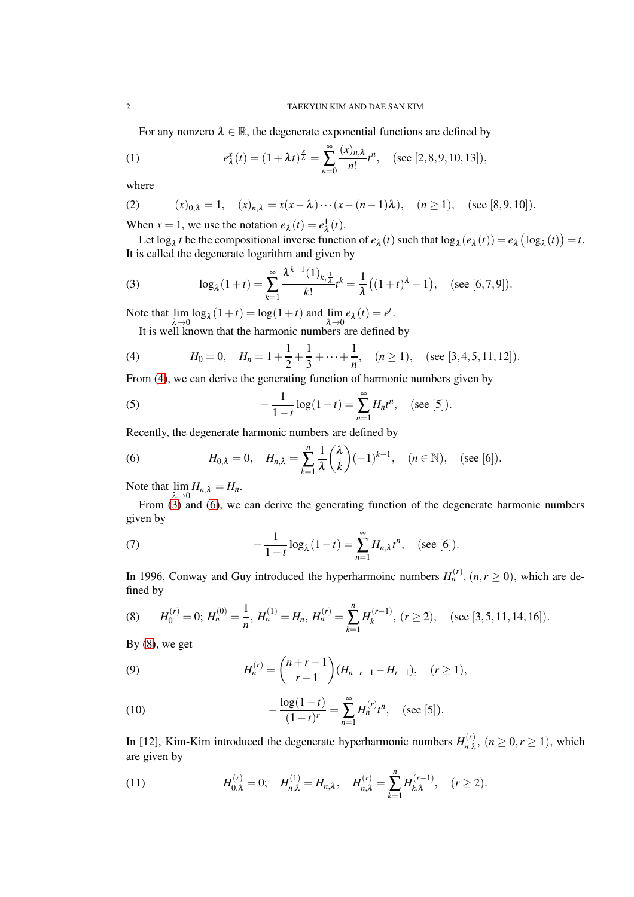For any nonzero $\lambda \in \mathbb{R}$, the degenerate exponential functions are defined by

$$e_{\lambda}^{x}(t) = (1+\lambda t)^{\frac{x}{\lambda}} = \sum_{n=0}^{\infty} \frac{(x)_{n,\lambda}}{n!} t^{n}, \quad \text{(see [2,8,9,10,13])}, \tag{1}$$

where

$$(x)_{0,\lambda} = 1, \quad (x)_{n,\lambda} = x(x-\lambda)\cdots(x-(n-1)\lambda), \quad (n \geq 1), \quad \text{(see [8,9,10])}. \tag{2}$$

When $x = 1$, we use the notation $e_{\lambda}(t) = e_{\lambda}^{1}(t)$.

Let $\log_{\lambda} t$ be the compositional inverse function of $e_{\lambda}(t)$ such that $\log_{\lambda}(e_{\lambda}(t)) = e_{\lambda}\big(\log_{\lambda}(t)\big) = t$. It is called the degenerate logarithm and given by

$$\log_{\lambda}(1+t) = \sum_{k=1}^{\infty} \frac{\lambda^{k-1}(1)_{k,\frac{1}{\lambda}}}{k!} t^{k} = \frac{1}{\lambda}\big((1+t)^{\lambda} - 1\big), \quad \text{(see [6,7,9])}. \tag{3}$$

Note that $\lim_{\lambda \to 0} \log_{\lambda}(1+t) = \log(1+t)$ and $\lim_{\lambda \to 0} e_{\lambda}(t) = e^{t}$.

It is well known that the harmonic numbers are defined by

$$H_0 = 0, \quad H_n = 1 + \frac{1}{2} + \frac{1}{3} + \cdots + \frac{1}{n}, \quad (n \geq 1), \quad \text{(see [3,4,5,11,12])}. \tag{4}$$

From (4), we can derive the generating function of harmonic numbers given by

$$-\frac{1}{1-t}\log(1-t) = \sum_{n=1}^{\infty} H_n t^n, \quad \text{(see [5])}. \tag{5}$$

Recently, the degenerate harmonic numbers are defined by

$$H_{0,\lambda} = 0, \quad H_{n,\lambda} = \sum_{k=1}^{n} \frac{1}{\lambda}\binom{\lambda}{k}(-1)^{k-1}, \quad (n \in \mathbb{N}), \quad \text{(see [6])}. \tag{6}$$

Note that $\lim_{\lambda \to 0} H_{n,\lambda} = H_n$.

From (3) and (6), we can derive the generating function of the degenerate harmonic numbers given by

$$-\frac{1}{1-t}\log_{\lambda}(1-t) = \sum_{n=1}^{\infty} H_{n,\lambda} t^n, \quad \text{(see [6])}. \tag{7}$$

In 1996, Conway and Guy introduced the hyperharmoinc numbers $H_n^{(r)}$, $(n, r \geq 0)$, which are defined by

$$H_0^{(r)} = 0;\; H_n^{(0)} = \frac{1}{n},\; H_n^{(1)} = H_n,\; H_n^{(r)} = \sum_{k=1}^{n} H_k^{(r-1)},\; (r \geq 2), \quad \text{(see [3,5,11,14,16])}. \tag{8}$$

By (8), we get

$$H_n^{(r)} = \binom{n+r-1}{r-1}(H_{n+r-1} - H_{r-1}), \quad (r \geq 1), \tag{9}$$

$$-\frac{\log(1-t)}{(1-t)^r} = \sum_{n=1}^{\infty} H_n^{(r)} t^n, \quad \text{(see [5])}. \tag{10}$$

In [12], Kim-Kim introduced the degenerate hyperharmonic numbers $H_{n,\lambda}^{(r)}$, $(n \geq 0, r \geq 1)$, which are given by

$$H_{0,\lambda}^{(r)} = 0; \quad H_{n,\lambda}^{(1)} = H_{n,\lambda}, \quad H_{n,\lambda}^{(r)} = \sum_{k=1}^{n} H_{k,\lambda}^{(r-1)}, \quad (r \geq 2). \tag{11}$$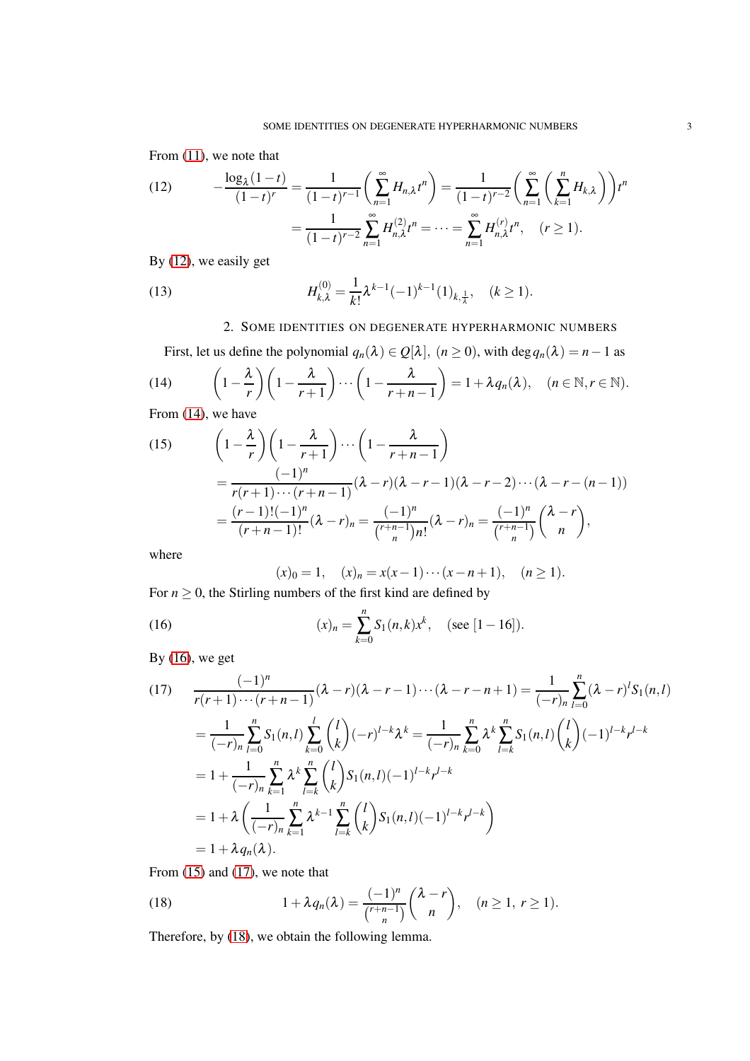From (11), we note that

$$
(12) \qquad -\frac{\log_{\lambda}(1-t)}{(1-t)^{r}} = \frac{1}{(1-t)^{r-1}}\left(\sum_{n=1}^{\infty} H_{n,\lambda}t^{n}\right) = \frac{1}{(1-t)^{r-2}}\left(\sum_{n=1}^{\infty}\left(\sum_{k=1}^{n} H_{k,\lambda}\right)\right)t^{n}
$$
$$
= \frac{1}{(1-t)^{r-2}}\sum_{n=1}^{\infty} H_{n,\lambda}^{(2)}t^{n} = \cdots = \sum_{n=1}^{\infty} H_{n,\lambda}^{(r)}t^{n}, \quad (r \geq 1).
$$

By (12), we easily get

$$
(13) \qquad H_{k,\lambda}^{(0)} = \frac{1}{k!}\lambda^{k-1}(-1)^{k-1}(1)_{k,\frac{1}{\lambda}}, \quad (k \geq 1).
$$

## 2. Some identities on degenerate hyperharmonic numbers

First, let us define the polynomial $q_n(\lambda) \in Q[\lambda]$, $(n \geq 0)$, with $\deg q_n(\lambda) = n-1$ as

$$
(14) \qquad \left(1-\frac{\lambda}{r}\right)\left(1-\frac{\lambda}{r+1}\right)\cdots\left(1-\frac{\lambda}{r+n-1}\right) = 1+\lambda q_n(\lambda), \quad (n \in \mathbb{N}, r \in \mathbb{N}).
$$

From (14), we have

$$
(15) \qquad \left(1-\frac{\lambda}{r}\right)\left(1-\frac{\lambda}{r+1}\right)\cdots\left(1-\frac{\lambda}{r+n-1}\right)
$$
$$
= \frac{(-1)^{n}}{r(r+1)\cdots(r+n-1)}(\lambda-r)(\lambda-r-1)(\lambda-r-2)\cdots(\lambda-r-(n-1))
$$
$$
= \frac{(r-1)!(-1)^{n}}{(r+n-1)!}(\lambda-r)_{n} = \frac{(-1)^{n}}{\binom{r+n-1}{n}n!}(\lambda-r)_{n} = \frac{(-1)^{n}}{\binom{r+n-1}{n}}\binom{\lambda-r}{n},
$$

where

$$
(x)_0 = 1, \quad (x)_n = x(x-1)\cdots(x-n+1), \quad (n \geq 1).
$$

For $n \geq 0$, the Stirling numbers of the first kind are defined by

$$
(16) \qquad (x)_n = \sum_{k=0}^{n} S_1(n,k)x^{k}, \quad (\text{see } [1-16]).
$$

By (16), we get

$$
(17) \qquad \frac{(-1)^{n}}{r(r+1)\cdots(r+n-1)}(\lambda-r)(\lambda-r-1)\cdots(\lambda-r-n+1) = \frac{1}{(-r)_n}\sum_{l=0}^{n}(\lambda-r)^{l}S_1(n,l)
$$
$$
= \frac{1}{(-r)_n}\sum_{l=0}^{n}S_1(n,l)\sum_{k=0}^{l}\binom{l}{k}(-r)^{l-k}\lambda^{k} = \frac{1}{(-r)_n}\sum_{k=0}^{n}\lambda^{k}\sum_{l=k}^{n}S_1(n,l)\binom{l}{k}(-1)^{l-k}r^{l-k}
$$
$$
= 1+\frac{1}{(-r)_n}\sum_{k=1}^{n}\lambda^{k}\sum_{l=k}^{n}\binom{l}{k}S_1(n,l)(-1)^{l-k}r^{l-k}
$$
$$
= 1+\lambda\left(\frac{1}{(-r)_n}\sum_{k=1}^{n}\lambda^{k-1}\sum_{l=k}^{n}\binom{l}{k}S_1(n,l)(-1)^{l-k}r^{l-k}\right)
$$
$$
= 1+\lambda q_n(\lambda).
$$

From (15) and (17), we note that

$$
(18) \qquad 1+\lambda q_n(\lambda) = \frac{(-1)^{n}}{\binom{r+n-1}{n}}\binom{\lambda-r}{n}, \quad (n \geq 1, \ r \geq 1).
$$

Therefore, by (18), we obtain the following lemma.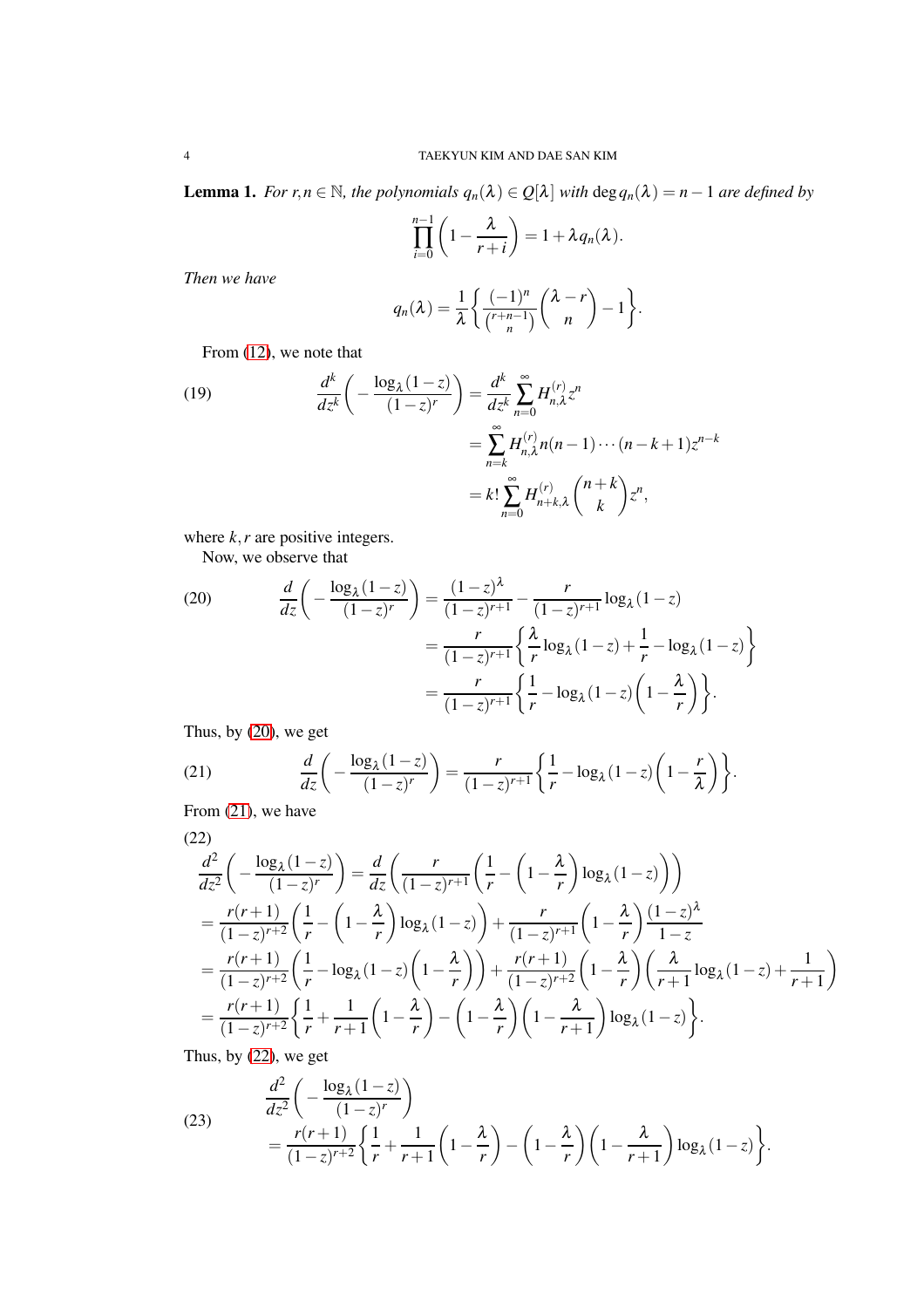**Lemma 1.** *For $r, n \in \mathbb{N}$, the polynomials $q_n(\lambda) \in Q[\lambda]$ with $\deg q_n(\lambda) = n-1$ are defined by*

$$\prod_{i=0}^{n-1}\left(1-\frac{\lambda}{r+i}\right) = 1+\lambda q_n(\lambda).$$

*Then we have*

$$q_n(\lambda) = \frac{1}{\lambda}\left\{\frac{(-1)^n}{\binom{r+n-1}{n}}\binom{\lambda-r}{n}-1\right\}.$$

From (12), we note that

$$\begin{aligned}
\frac{d^k}{dz^k}\left(-\frac{\log_\lambda(1-z)}{(1-z)^r}\right) &= \frac{d^k}{dz^k}\sum_{n=0}^{\infty}H_{n,\lambda}^{(r)}z^n \\
&= \sum_{n=k}^{\infty}H_{n,\lambda}^{(r)}n(n-1)\cdots(n-k+1)z^{n-k} \\
&= k!\sum_{n=0}^{\infty}H_{n+k,\lambda}^{(r)}\binom{n+k}{k}z^n,
\end{aligned} \tag{19}$$

where $k, r$ are positive integers.

Now, we observe that

$$\begin{aligned}
\frac{d}{dz}\left(-\frac{\log_\lambda(1-z)}{(1-z)^r}\right) &= \frac{(1-z)^\lambda}{(1-z)^{r+1}}-\frac{r}{(1-z)^{r+1}}\log_\lambda(1-z) \\
&= \frac{r}{(1-z)^{r+1}}\left\{\frac{\lambda}{r}\log_\lambda(1-z)+\frac{1}{r}-\log_\lambda(1-z)\right\} \\
&= \frac{r}{(1-z)^{r+1}}\left\{\frac{1}{r}-\log_\lambda(1-z)\left(1-\frac{\lambda}{r}\right)\right\}.
\end{aligned} \tag{20}$$

Thus, by (20), we get

$$\frac{d}{dz}\left(-\frac{\log_\lambda(1-z)}{(1-z)^r}\right) = \frac{r}{(1-z)^{r+1}}\left\{\frac{1}{r}-\log_\lambda(1-z)\left(1-\frac{r}{\lambda}\right)\right\}. \tag{21}$$

From (21), we have

$$\begin{aligned}
&\frac{d^2}{dz^2}\left(-\frac{\log_\lambda(1-z)}{(1-z)^r}\right) = \frac{d}{dz}\left(\frac{r}{(1-z)^{r+1}}\left(\frac{1}{r}-\left(1-\frac{\lambda}{r}\right)\log_\lambda(1-z)\right)\right) \\
&= \frac{r(r+1)}{(1-z)^{r+2}}\left(\frac{1}{r}-\left(1-\frac{\lambda}{r}\right)\log_\lambda(1-z)\right)+\frac{r}{(1-z)^{r+1}}\left(1-\frac{\lambda}{r}\right)\frac{(1-z)^\lambda}{1-z} \\
&= \frac{r(r+1)}{(1-z)^{r+2}}\left(\frac{1}{r}-\log_\lambda(1-z)\left(1-\frac{\lambda}{r}\right)\right)+\frac{r(r+1)}{(1-z)^{r+2}}\left(1-\frac{\lambda}{r}\right)\left(\frac{\lambda}{r+1}\log_\lambda(1-z)+\frac{1}{r+1}\right) \\
&= \frac{r(r+1)}{(1-z)^{r+2}}\left\{\frac{1}{r}+\frac{1}{r+1}\left(1-\frac{\lambda}{r}\right)-\left(1-\frac{\lambda}{r}\right)\left(1-\frac{\lambda}{r+1}\right)\log_\lambda(1-z)\right\}.
\end{aligned} \tag{22}$$

Thus, by (22), we get

$$\begin{aligned}
&\frac{d^2}{dz^2}\left(-\frac{\log_\lambda(1-z)}{(1-z)^r}\right) \\
&= \frac{r(r+1)}{(1-z)^{r+2}}\left\{\frac{1}{r}+\frac{1}{r+1}\left(1-\frac{\lambda}{r}\right)-\left(1-\frac{\lambda}{r}\right)\left(1-\frac{\lambda}{r+1}\right)\log_\lambda(1-z)\right\}.
\end{aligned} \tag{23}$$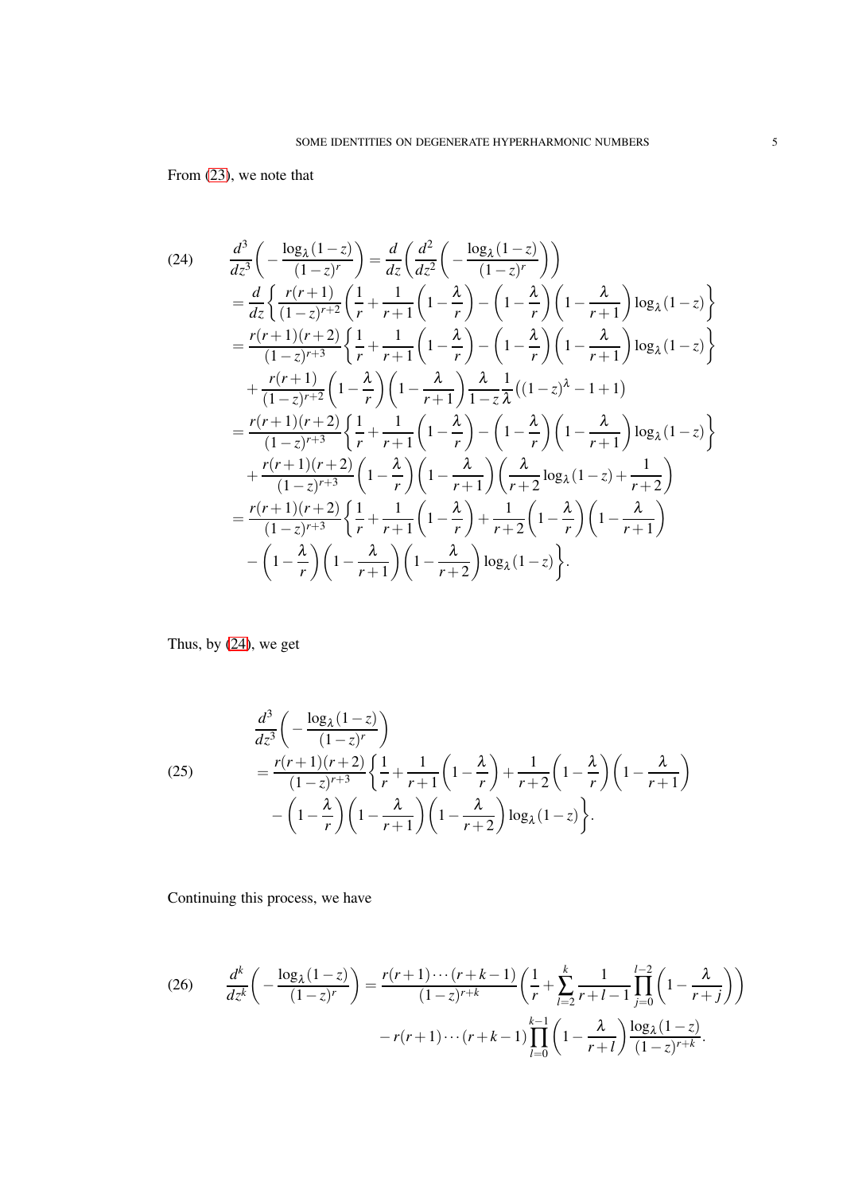From (23), we note that

$$
\begin{aligned}
\frac{d^3}{dz^3}\bigg(-\frac{\log_\lambda(1-z)}{(1-z)^r}\bigg) &= \frac{d}{dz}\bigg(\frac{d^2}{dz^2}\bigg(-\frac{\log_\lambda(1-z)}{(1-z)^r}\bigg)\bigg) \\
&= \frac{d}{dz}\bigg\{\frac{r(r+1)}{(1-z)^{r+2}}\bigg(\frac{1}{r}+\frac{1}{r+1}\Big(1-\frac{\lambda}{r}\Big)-\Big(1-\frac{\lambda}{r}\Big)\Big(1-\frac{\lambda}{r+1}\Big)\log_\lambda(1-z)\bigg\} \\
&= \frac{r(r+1)(r+2)}{(1-z)^{r+3}}\bigg\{\frac{1}{r}+\frac{1}{r+1}\Big(1-\frac{\lambda}{r}\Big)-\Big(1-\frac{\lambda}{r}\Big)\Big(1-\frac{\lambda}{r+1}\Big)\log_\lambda(1-z)\bigg\} \\
&\quad + \frac{r(r+1)}{(1-z)^{r+2}}\Big(1-\frac{\lambda}{r}\Big)\Big(1-\frac{\lambda}{r+1}\Big)\frac{\lambda}{1-z}\frac{1}{\lambda}\big((1-z)^\lambda-1+1\big) \\
&= \frac{r(r+1)(r+2)}{(1-z)^{r+3}}\bigg\{\frac{1}{r}+\frac{1}{r+1}\Big(1-\frac{\lambda}{r}\Big)-\Big(1-\frac{\lambda}{r}\Big)\Big(1-\frac{\lambda}{r+1}\Big)\log_\lambda(1-z)\bigg\} \\
&\quad + \frac{r(r+1)(r+2)}{(1-z)^{r+3}}\Big(1-\frac{\lambda}{r}\Big)\Big(1-\frac{\lambda}{r+1}\Big)\Big(\frac{\lambda}{r+2}\log_\lambda(1-z)+\frac{1}{r+2}\Big) \\
&= \frac{r(r+1)(r+2)}{(1-z)^{r+3}}\bigg\{\frac{1}{r}+\frac{1}{r+1}\Big(1-\frac{\lambda}{r}\Big)+\frac{1}{r+2}\Big(1-\frac{\lambda}{r}\Big)\Big(1-\frac{\lambda}{r+1}\Big) \\
&\quad -\Big(1-\frac{\lambda}{r}\Big)\Big(1-\frac{\lambda}{r+1}\Big)\Big(1-\frac{\lambda}{r+2}\Big)\log_\lambda(1-z)\bigg\}.
\end{aligned} \tag{24}
$$

Thus, by (24), we get

$$
\begin{aligned}
&\frac{d^3}{dz^3}\bigg(-\frac{\log_\lambda(1-z)}{(1-z)^r}\bigg) \\
&= \frac{r(r+1)(r+2)}{(1-z)^{r+3}}\bigg\{\frac{1}{r}+\frac{1}{r+1}\Big(1-\frac{\lambda}{r}\Big)+\frac{1}{r+2}\Big(1-\frac{\lambda}{r}\Big)\Big(1-\frac{\lambda}{r+1}\Big) \\
&\quad -\Big(1-\frac{\lambda}{r}\Big)\Big(1-\frac{\lambda}{r+1}\Big)\Big(1-\frac{\lambda}{r+2}\Big)\log_\lambda(1-z)\bigg\}.
\end{aligned} \tag{25}
$$

Continuing this process, we have

$$
\begin{aligned}
\frac{d^k}{dz^k}\bigg(-\frac{\log_\lambda(1-z)}{(1-z)^r}\bigg) &= \frac{r(r+1)\cdots(r+k-1)}{(1-z)^{r+k}}\bigg(\frac{1}{r}+\sum_{l=2}^{k}\frac{1}{r+l-1}\prod_{j=0}^{l-2}\Big(1-\frac{\lambda}{r+j}\Big)\bigg) \\
&\quad - r(r+1)\cdots(r+k-1)\prod_{l=0}^{k-1}\Big(1-\frac{\lambda}{r+l}\Big)\frac{\log_\lambda(1-z)}{(1-z)^{r+k}}.
\end{aligned} \tag{26}
$$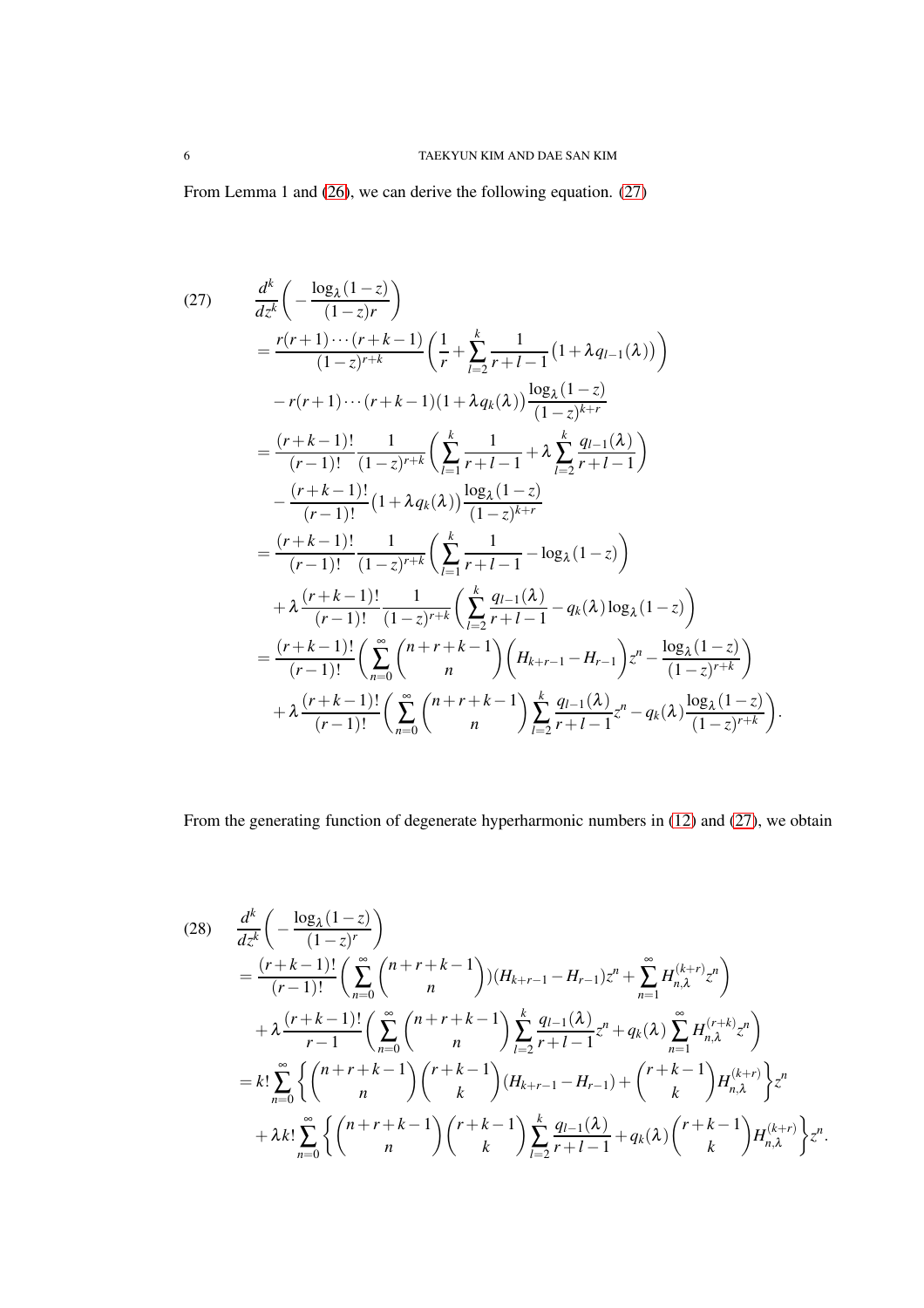From Lemma 1 and (26), we can derive the following equation. (27)

$$
\begin{aligned}
(27)\qquad & \frac{d^k}{dz^k}\bigg(-\frac{\log_\lambda(1-z)}{(1-z)r}\bigg) \\
&= \frac{r(r+1)\cdots(r+k-1)}{(1-z)^{r+k}}\bigg(\frac{1}{r}+\sum_{l=2}^{k}\frac{1}{r+l-1}\big(1+\lambda q_{l-1}(\lambda)\big)\bigg) \\
&\quad - r(r+1)\cdots(r+k-1)(1+\lambda q_k(\lambda))\frac{\log_\lambda(1-z)}{(1-z)^{k+r}} \\
&= \frac{(r+k-1)!}{(r-1)!}\frac{1}{(1-z)^{r+k}}\bigg(\sum_{l=1}^{k}\frac{1}{r+l-1}+\lambda\sum_{l=2}^{k}\frac{q_{l-1}(\lambda)}{r+l-1}\bigg) \\
&\quad - \frac{(r+k-1)!}{(r-1)!}\big(1+\lambda q_k(\lambda)\big)\frac{\log_\lambda(1-z)}{(1-z)^{k+r}} \\
&= \frac{(r+k-1)!}{(r-1)!}\frac{1}{(1-z)^{r+k}}\bigg(\sum_{l=1}^{k}\frac{1}{r+l-1}-\log_\lambda(1-z)\bigg) \\
&\quad + \lambda\frac{(r+k-1)!}{(r-1)!}\frac{1}{(1-z)^{r+k}}\bigg(\sum_{l=2}^{k}\frac{q_{l-1}(\lambda)}{r+l-1}-q_k(\lambda)\log_\lambda(1-z)\bigg) \\
&= \frac{(r+k-1)!}{(r-1)!}\bigg(\sum_{n=0}^{\infty}\binom{n+r+k-1}{n}\Big(H_{k+r-1}-H_{r-1}\Big)z^n-\frac{\log_\lambda(1-z)}{(1-z)^{r+k}}\bigg) \\
&\quad + \lambda\frac{(r+k-1)!}{(r-1)!}\bigg(\sum_{n=0}^{\infty}\binom{n+r+k-1}{n}\sum_{l=2}^{k}\frac{q_{l-1}(\lambda)}{r+l-1}z^n-q_k(\lambda)\frac{\log_\lambda(1-z)}{(1-z)^{r+k}}\bigg).
\end{aligned}
$$

From the generating function of degenerate hyperharmonic numbers in (12) and (27), we obtain

$$
\begin{aligned}
(28)\qquad & \frac{d^k}{dz^k}\bigg(-\frac{\log_\lambda(1-z)}{(1-z)^r}\bigg) \\
&= \frac{(r+k-1)!}{(r-1)!}\bigg(\sum_{n=0}^{\infty}\binom{n+r+k-1}{n}\big)(H_{k+r-1}-H_{r-1})z^n+\sum_{n=1}^{\infty}H_{n,\lambda}^{(k+r)}z^n\bigg) \\
&\quad + \lambda\frac{(r+k-1)!}{r-1}\bigg(\sum_{n=0}^{\infty}\binom{n+r+k-1}{n}\sum_{l=2}^{k}\frac{q_{l-1}(\lambda)}{r+l-1}z^n+q_k(\lambda)\sum_{n=1}^{\infty}H_{n,\lambda}^{(r+k)}z^n\bigg) \\
&= k!\sum_{n=0}^{\infty}\bigg\{\binom{n+r+k-1}{n}\binom{r+k-1}{k}(H_{k+r-1}-H_{r-1})+\binom{r+k-1}{k}H_{n,\lambda}^{(k+r)}\bigg\}z^n \\
&\quad + \lambda k!\sum_{n=0}^{\infty}\bigg\{\binom{n+r+k-1}{n}\binom{r+k-1}{k}\sum_{l=2}^{k}\frac{q_{l-1}(\lambda)}{r+l-1}+q_k(\lambda)\binom{r+k-1}{k}H_{n,\lambda}^{(k+r)}\bigg\}z^n.
\end{aligned}
$$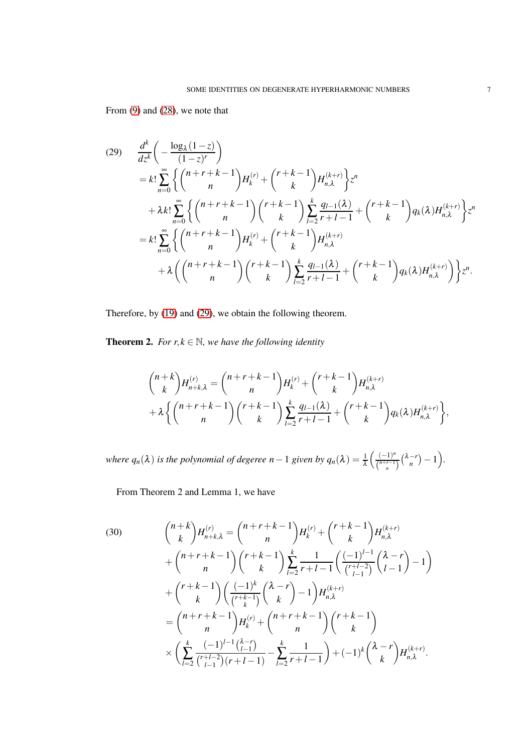From (9) and (28), we note that

$$
\begin{aligned}
(29)\quad & \frac{d^k}{dz^k}\bigg(-\frac{\log_\lambda(1-z)}{(1-z)^r}\bigg) \\
&= k!\sum_{n=0}^{\infty}\bigg\{\binom{n+r+k-1}{n}H_k^{(r)}+\binom{r+k-1}{k}H_{n,\lambda}^{(k+r)}\bigg\}z^n \\
&\quad +\lambda k!\sum_{n=0}^{\infty}\bigg\{\binom{n+r+k-1}{n}\binom{r+k-1}{k}\sum_{l=2}^{k}\frac{q_{l-1}(\lambda)}{r+l-1}+\binom{r+k-1}{k}q_k(\lambda)H_{n,\lambda}^{(k+r)}\bigg\}z^n \\
&= k!\sum_{n=0}^{\infty}\bigg\{\binom{n+r+k-1}{n}H_k^{(r)}+\binom{r+k-1}{k}H_{n,\lambda}^{(k+r)} \\
&\quad +\lambda\bigg(\binom{n+r+k-1}{n}\binom{r+k-1}{k}\sum_{l=2}^{k}\frac{q_{l-1}(\lambda)}{r+l-1}+\binom{r+k-1}{k}q_k(\lambda)H_{n,\lambda}^{(k+r)}\bigg)\bigg\}z^n.
\end{aligned}
$$

Therefore, by (19) and (29), we obtain the following theorem.

**Theorem 2.** *For $r,k\in\mathbb{N}$, we have the following identity*

$$
\begin{aligned}
&\binom{n+k}{k}H_{n+k,\lambda}^{(r)}=\binom{n+r+k-1}{n}H_k^{(r)}+\binom{r+k-1}{k}H_{n,\lambda}^{(k+r)} \\
&+\lambda\bigg\{\binom{n+r+k-1}{n}\binom{r+k-1}{k}\sum_{l=2}^{k}\frac{q_{l-1}(\lambda)}{r+l-1}+\binom{r+k-1}{k}q_k(\lambda)H_{n,\lambda}^{(k+r)}\bigg\},
\end{aligned}
$$

*where $q_n(\lambda)$ is the polynomial of degeree $n-1$ given by $q_n(\lambda)=\frac{1}{\lambda}\Big(\frac{(-1)^n}{\binom{n+r-1}{n}}\binom{\lambda-r}{n}-1\Big)$.*

From Theorem 2 and Lemma 1, we have

$$
\begin{aligned}
(30)\quad \binom{n+k}{k}H_{n+k,\lambda}^{(r)} &= \binom{n+r+k-1}{n}H_k^{(r)}+\binom{r+k-1}{k}H_{n,\lambda}^{(k+r)} \\
&\quad +\binom{n+r+k-1}{n}\binom{r+k-1}{k}\sum_{l=2}^{k}\frac{1}{r+l-1}\bigg(\frac{(-1)^{l-1}}{\binom{r+l-2}{l-1}}\binom{\lambda-r}{l-1}-1\bigg) \\
&\quad +\binom{r+k-1}{k}\bigg(\frac{(-1)^k}{\binom{r+k-1}{k}}\binom{\lambda-r}{k}-1\bigg)H_{n,\lambda}^{(k+r)} \\
&= \binom{n+r+k-1}{n}H_k^{(r)}+\binom{n+r+k-1}{n}\binom{r+k-1}{k} \\
&\quad \times\bigg(\sum_{l=2}^{k}\frac{(-1)^{l-1}\binom{\lambda-r}{l-1}}{\binom{r+l-2}{l-1}(r+l-1)}-\sum_{l=2}^{k}\frac{1}{r+l-1}\bigg)+(-1)^k\binom{\lambda-r}{k}H_{n,\lambda}^{(k+r)}.
\end{aligned}
$$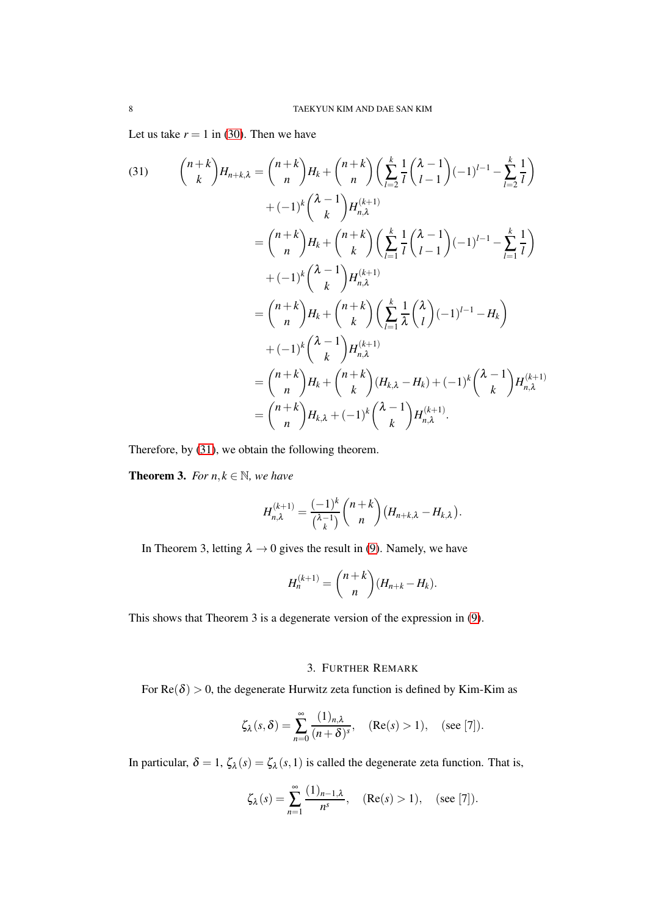Let us take $r=1$ in (30). Then we have

$$
\begin{aligned}
(31)\qquad \binom{n+k}{k}H_{n+k,\lambda} &= \binom{n+k}{n}H_k + \binom{n+k}{n}\left(\sum_{l=2}^{k}\frac{1}{l}\binom{\lambda-1}{l-1}(-1)^{l-1} - \sum_{l=2}^{k}\frac{1}{l}\right) \\
&\quad + (-1)^k\binom{\lambda-1}{k}H_{n,\lambda}^{(k+1)} \\
&= \binom{n+k}{n}H_k + \binom{n+k}{k}\left(\sum_{l=1}^{k}\frac{1}{l}\binom{\lambda-1}{l-1}(-1)^{l-1} - \sum_{l=1}^{k}\frac{1}{l}\right) \\
&\quad + (-1)^k\binom{\lambda-1}{k}H_{n,\lambda}^{(k+1)} \\
&= \binom{n+k}{n}H_k + \binom{n+k}{k}\left(\sum_{l=1}^{k}\frac{1}{\lambda}\binom{\lambda}{l}(-1)^{l-1} - H_k\right) \\
&\quad + (-1)^k\binom{\lambda-1}{k}H_{n,\lambda}^{(k+1)} \\
&= \binom{n+k}{n}H_k + \binom{n+k}{k}\left(H_{k,\lambda}-H_k\right) + (-1)^k\binom{\lambda-1}{k}H_{n,\lambda}^{(k+1)} \\
&= \binom{n+k}{n}H_{k,\lambda} + (-1)^k\binom{\lambda-1}{k}H_{n,\lambda}^{(k+1)}.
\end{aligned}
$$

Therefore, by (31), we obtain the following theorem.

**Theorem 3.** *For $n,k\in\mathbb{N}$, we have*

$$
H_{n,\lambda}^{(k+1)} = \frac{(-1)^k}{\binom{\lambda-1}{k}}\binom{n+k}{n}\left(H_{n+k,\lambda}-H_{k,\lambda}\right).
$$

In Theorem 3, letting $\lambda\to 0$ gives the result in (9). Namely, we have

$$
H_n^{(k+1)} = \binom{n+k}{n}\left(H_{n+k}-H_k\right).
$$

This shows that Theorem 3 is a degenerate version of the expression in (9).

## 3. Further Remark

For $\mathrm{Re}(\delta)>0$, the degenerate Hurwitz zeta function is defined by Kim-Kim as

$$
\zeta_\lambda(s,\delta) = \sum_{n=0}^{\infty}\frac{(1)_{n,\lambda}}{(n+\delta)^s}, \quad (\mathrm{Re}(s)>1), \quad (\text{see [7]}).
$$

In particular, $\delta=1$, $\zeta_\lambda(s)=\zeta_\lambda(s,1)$ is called the degenerate zeta function. That is,

$$
\zeta_\lambda(s) = \sum_{n=1}^{\infty}\frac{(1)_{n-1,\lambda}}{n^s}, \quad (\mathrm{Re}(s)>1), \quad (\text{see [7]}).
$$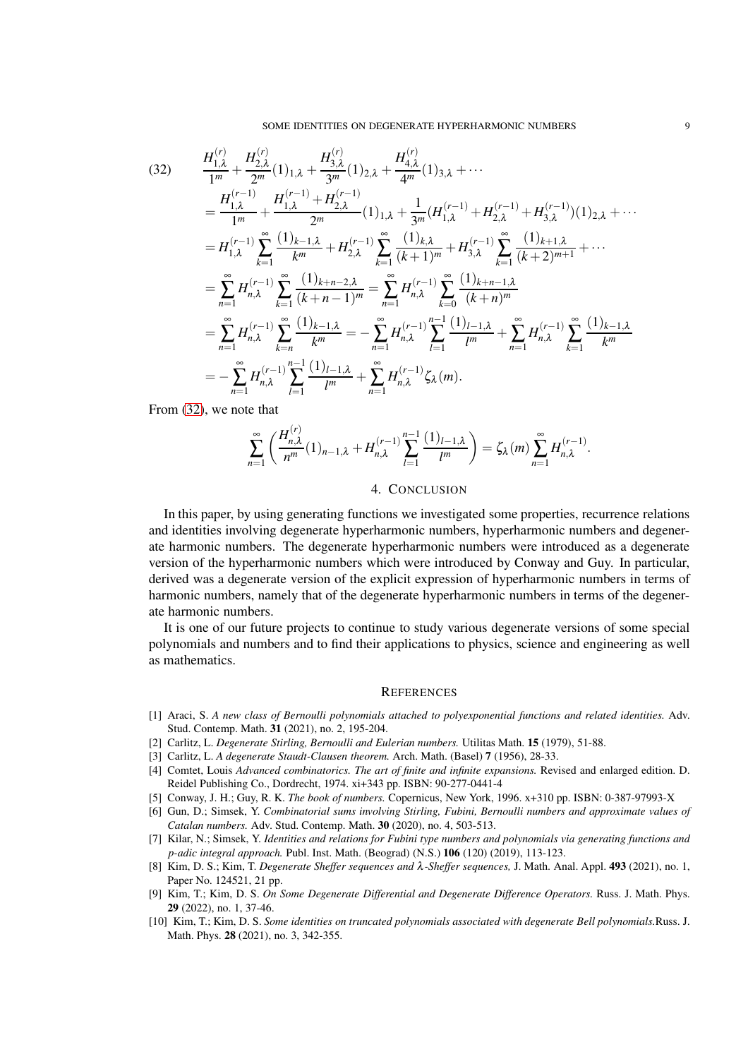$$
\begin{aligned}
(32) \qquad & \frac{H_{1,\lambda}^{(r)}}{1^m} + \frac{H_{2,\lambda}^{(r)}}{2^m}(1)_{1,\lambda} + \frac{H_{3,\lambda}^{(r)}}{3^m}(1)_{2,\lambda} + \frac{H_{4,\lambda}^{(r)}}{4^m}(1)_{3,\lambda} + \cdots \\
&= \frac{H_{1,\lambda}^{(r-1)}}{1^m} + \frac{H_{1,\lambda}^{(r-1)} + H_{2,\lambda}^{(r-1)}}{2^m}(1)_{1,\lambda} + \frac{1}{3^m}(H_{1,\lambda}^{(r-1)} + H_{2,\lambda}^{(r-1)} + H_{3,\lambda}^{(r-1)})(1)_{2,\lambda} + \cdots \\
&= H_{1,\lambda}^{(r-1)} \sum_{k=1}^{\infty} \frac{(1)_{k-1,\lambda}}{k^m} + H_{2,\lambda}^{(r-1)} \sum_{k=1}^{\infty} \frac{(1)_{k,\lambda}}{(k+1)^m} + H_{3,\lambda}^{(r-1)} \sum_{k=1}^{\infty} \frac{(1)_{k+1,\lambda}}{(k+2)^{m+1}} + \cdots \\
&= \sum_{n=1}^{\infty} H_{n,\lambda}^{(r-1)} \sum_{k=1}^{\infty} \frac{(1)_{k+n-2,\lambda}}{(k+n-1)^m} = \sum_{n=1}^{\infty} H_{n,\lambda}^{(r-1)} \sum_{k=0}^{\infty} \frac{(1)_{k+n-1,\lambda}}{(k+n)^m} \\
&= \sum_{n=1}^{\infty} H_{n,\lambda}^{(r-1)} \sum_{k=n}^{\infty} \frac{(1)_{k-1,\lambda}}{k^m} = -\sum_{n=1}^{\infty} H_{n,\lambda}^{(r-1)} \sum_{l=1}^{n-1} \frac{(1)_{l-1,\lambda}}{l^m} + \sum_{n=1}^{\infty} H_{n,\lambda}^{(r-1)} \sum_{k=1}^{\infty} \frac{(1)_{k-1,\lambda}}{k^m} \\
&= -\sum_{n=1}^{\infty} H_{n,\lambda}^{(r-1)} \sum_{l=1}^{n-1} \frac{(1)_{l-1,\lambda}}{l^m} + \sum_{n=1}^{\infty} H_{n,\lambda}^{(r-1)} \zeta_\lambda(m).
\end{aligned}
$$

From (32), we note that

$$
\sum_{n=1}^{\infty} \left( \frac{H_{n,\lambda}^{(r)}}{n^m}(1)_{n-1,\lambda} + H_{n,\lambda}^{(r-1)} \sum_{l=1}^{n-1} \frac{(1)_{l-1,\lambda}}{l^m} \right) = \zeta_\lambda(m) \sum_{n=1}^{\infty} H_{n,\lambda}^{(r-1)}.
$$

## 4. Conclusion

In this paper, by using generating functions we investigated some properties, recurrence relations and identities involving degenerate hyperharmonic numbers, hyperharmonic numbers and degenerate harmonic numbers. The degenerate hyperharmonic numbers were introduced as a degenerate version of the hyperharmonic numbers which were introduced by Conway and Guy. In particular, derived was a degenerate version of the explicit expression of hyperharmonic numbers in terms of harmonic numbers, namely that of the degenerate hyperharmonic numbers in terms of the degenerate harmonic numbers.

It is one of our future projects to continue to study various degenerate versions of some special polynomials and numbers and to find their applications to physics, science and engineering as well as mathematics.

## References

[1] Araci, S. *A new class of Bernoulli polynomials attached to polyexponential functions and related identities.* Adv. Stud. Contemp. Math. **31** (2021), no. 2, 195-204.

[2] Carlitz, L. *Degenerate Stirling, Bernoulli and Eulerian numbers.* Utilitas Math. **15** (1979), 51-88.

[3] Carlitz, L. *A degenerate Staudt-Clausen theorem.* Arch. Math. (Basel) **7** (1956), 28-33.

[4] Comtet, Louis *Advanced combinatorics. The art of finite and infinite expansions.* Revised and enlarged edition. D. Reidel Publishing Co., Dordrecht, 1974. xi+343 pp. ISBN: 90-277-0441-4

[5] Conway, J. H.; Guy, R. K. *The book of numbers.* Copernicus, New York, 1996. x+310 pp. ISBN: 0-387-97993-X

[6] Gun, D.; Simsek, Y. *Combinatorial sums involving Stirling, Fubini, Bernoulli numbers and approximate values of Catalan numbers.* Adv. Stud. Contemp. Math. **30** (2020), no. 4, 503-513.

[7] Kilar, N.; Simsek, Y. *Identities and relations for Fubini type numbers and polynomials via generating functions and p-adic integral approach.* Publ. Inst. Math. (Beograd) (N.S.) **106** (120) (2019), 113-123.

[8] Kim, D. S.; Kim, T. *Degenerate Sheffer sequences and λ-Sheffer sequences,* J. Math. Anal. Appl. **493** (2021), no. 1, Paper No. 124521, 21 pp.

[9] Kim, T.; Kim, D. S. *On Some Degenerate Differential and Degenerate Difference Operators.* Russ. J. Math. Phys. **29** (2022), no. 1, 37-46.

[10] Kim, T.; Kim, D. S. *Some identities on truncated polynomials associated with degenerate Bell polynomials.*Russ. J. Math. Phys. **28** (2021), no. 3, 342-355.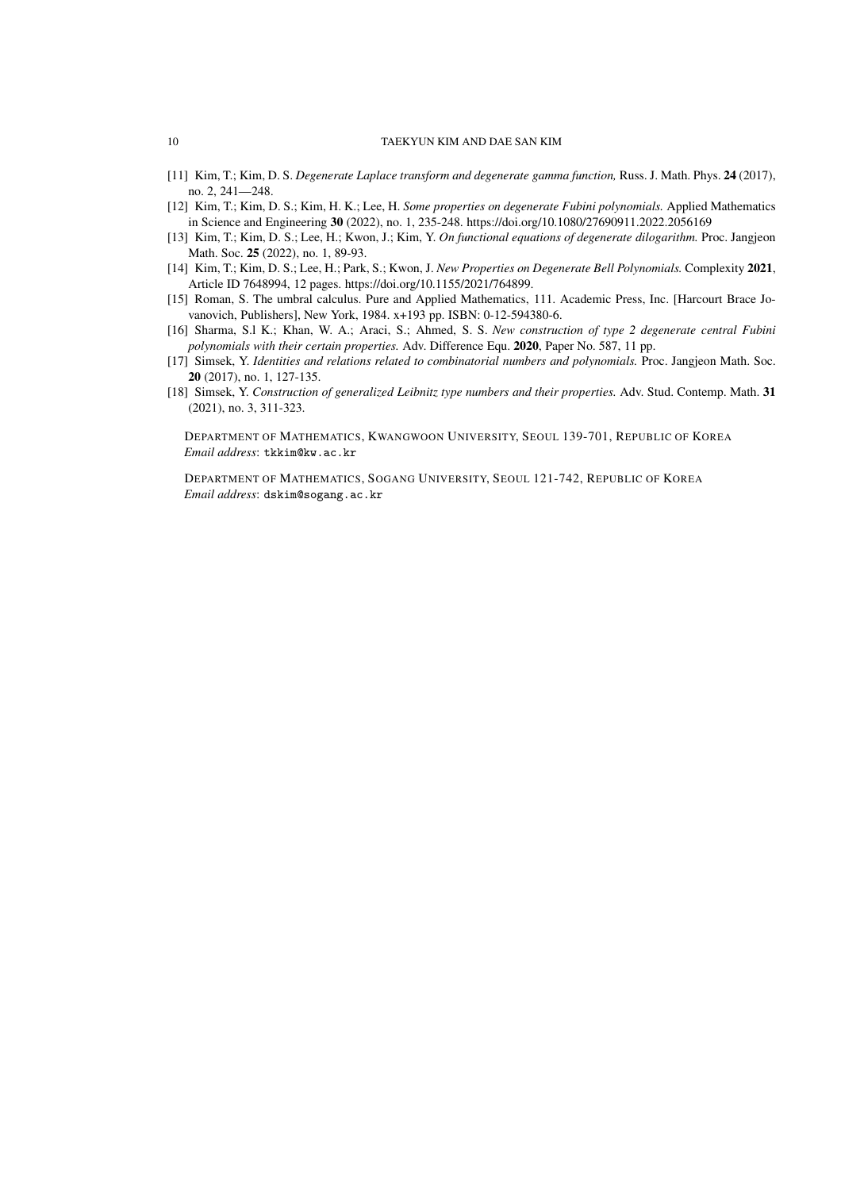[11] Kim, T.; Kim, D. S. *Degenerate Laplace transform and degenerate gamma function,* Russ. J. Math. Phys. **24** (2017), no. 2, 241—248.

[12] Kim, T.; Kim, D. S.; Kim, H. K.; Lee, H. *Some properties on degenerate Fubini polynomials.* Applied Mathematics in Science and Engineering **30** (2022), no. 1, 235-248. https://doi.org/10.1080/27690911.2022.2056169

[13] Kim, T.; Kim, D. S.; Lee, H.; Kwon, J.; Kim, Y. *On functional equations of degenerate dilogarithm.* Proc. Jangjeon Math. Soc. **25** (2022), no. 1, 89-93.

[14] Kim, T.; Kim, D. S.; Lee, H.; Park, S.; Kwon, J. *New Properties on Degenerate Bell Polynomials.* Complexity **2021**, Article ID 7648994, 12 pages. https://doi.org/10.1155/2021/764899.

[15] Roman, S. The umbral calculus. Pure and Applied Mathematics, 111. Academic Press, Inc. [Harcourt Brace Jovanovich, Publishers], New York, 1984. x+193 pp. ISBN: 0-12-594380-6.

[16] Sharma, S.l K.; Khan, W. A.; Araci, S.; Ahmed, S. S. *New construction of type 2 degenerate central Fubini polynomials with their certain properties.* Adv. Difference Equ. **2020**, Paper No. 587, 11 pp.

[17] Simsek, Y. *Identities and relations related to combinatorial numbers and polynomials.* Proc. Jangjeon Math. Soc. **20** (2017), no. 1, 127-135.

[18] Simsek, Y. *Construction of generalized Leibnitz type numbers and their properties.* Adv. Stud. Contemp. Math. **31** (2021), no. 3, 311-323.

Department of Mathematics, Kwangwoon University, Seoul 139-701, Republic of Korea
*Email address*: tkkim@kw.ac.kr

Department of Mathematics, Sogang University, Seoul 121-742, Republic of Korea
*Email address*: dskim@sogang.ac.kr